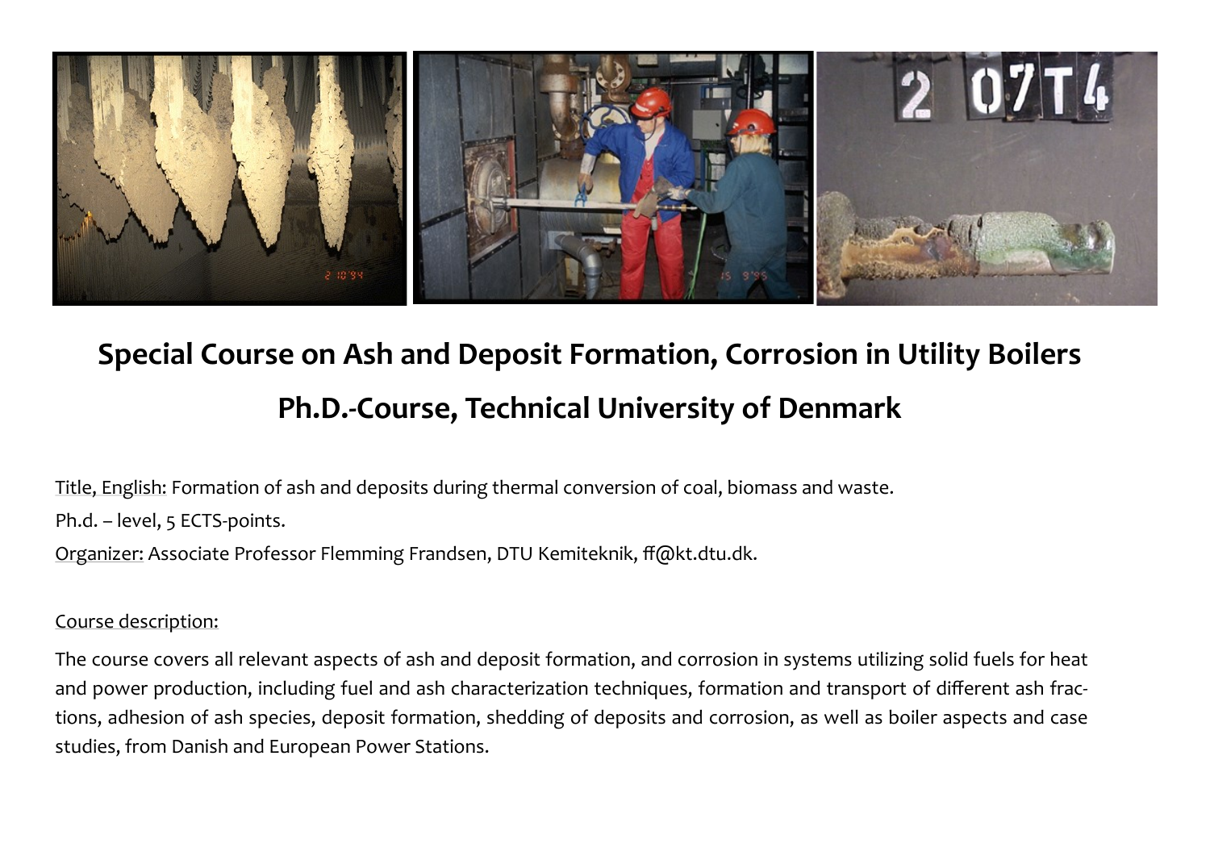# Special Course on Ash and Deposit Formation, Corrosion in Utility Boilers

## Ph.D.-Course, Technical University of Denmark

Title, English: Formation of ash and deposits during thermal conversion of coal, biomass and waste.

Ph.d. – level, 5 ECTS-points.

Organizer: Associate Professor Flemming Frandsen, DTU Kemiteknik, ff@kt.dtu.dk.

Course description:

The course covers all relevant aspects of ash and deposit formation, and corrosion in systems utilizing solid fuels for heat and power production, including fuel and ash characterization techniques, formation and transport of different ash fractions, adhesion of ash species, deposit formation, shedding of deposits and corrosion, as well as boiler aspects and case studies, from Danish and European Power Stations.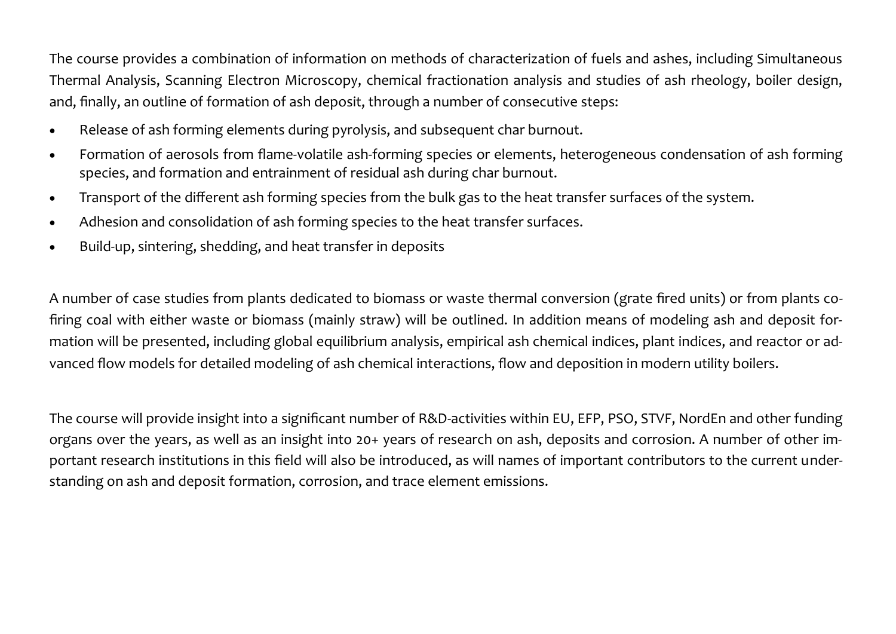The course provides a combination of information on methods of characterization of fuels and ashes, including Simultaneous Thermal Analysis, Scanning Electron Microscopy, chemical fractionation analysis and studies of ash rheology, boiler design, and, finally, an outline of formation of ash deposit, through a number of consecutive steps:

- Release of ash forming elements during pyrolysis, and subsequent char burnout.
- Formation of aerosols from flame-volatile ash-forming species or elements, heterogeneous condensation of ash forming species, and formation and entrainment of residual ash during char burnout.
- Transport of the different ash forming species from the bulk gas to the heat transfer surfaces of the system.
- Adhesion and consolidation of ash forming species to the heat transfer surfaces.
- Build-up, sintering, shedding, and heat transfer in deposits

A number of case studies from plants dedicated to biomass or waste thermal conversion (grate fired units) or from plants co-firing coal with either waste or biomass (mainly straw) will be outlined. In addition means of modeling ash and deposit formation will be presented, including global equilibrium analysis, empirical ash chemical indices, plant indices, and reactor or advanced flow models for detailed modeling of ash chemical interactions, flow and deposition in modern utility boilers.

The course will provide insight into a significant number of R&D-activities within EU, EFP, PSO, STVF, NordEn and other funding organs over the years, as well as an insight into 20+ years of research on ash, deposits and corrosion. A number of other important research institutions in this field will also be introduced, as will names of important contributors to the current understanding on ash and deposit formation, corrosion, and trace element emissions.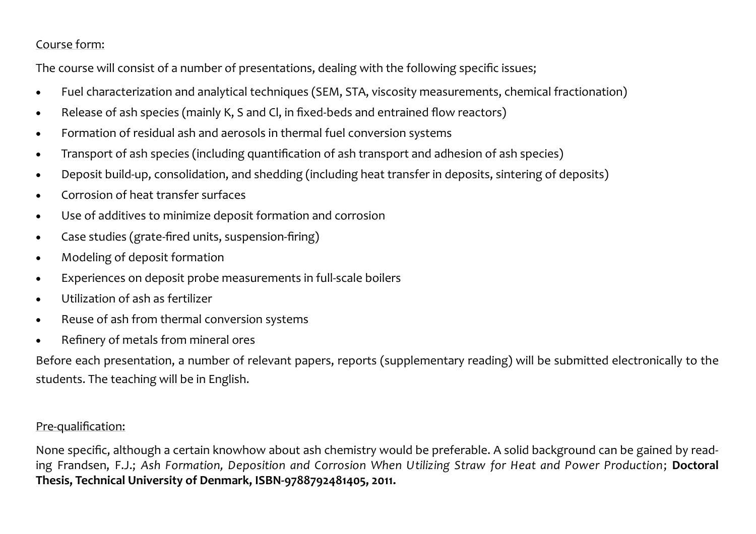Course form:

The course will consist of a number of presentations, dealing with the following specific issues;

- Fuel characterization and analytical techniques (SEM, STA, viscosity measurements, chemical fractionation)
- Release of ash species (mainly K, S and Cl, in fixed-beds and entrained flow reactors)
- Formation of residual ash and aerosols in thermal fuel conversion systems
- Transport of ash species (including quantification of ash transport and adhesion of ash species)
- Deposit build-up, consolidation, and shedding (including heat transfer in deposits, sintering of deposits)
- Corrosion of heat transfer surfaces
- Use of additives to minimize deposit formation and corrosion
- Case studies (grate-fired units, suspension-firing)
- Modeling of deposit formation
- Experiences on deposit probe measurements in full-scale boilers
- Utilization of ash as fertilizer
- Reuse of ash from thermal conversion systems
- Refinery of metals from mineral ores

Before each presentation, a number of relevant papers, reports (supplementary reading) will be submitted electronically to the students. The teaching will be in English.

Pre-qualification:

None specific, although a certain knowhow about ash chemistry would be preferable. A solid background can be gained by reading Frandsen, F.J.; *Ash Formation, Deposition and Corrosion When Utilizing Straw for Heat and Power Production*; **Doctoral Thesis, Technical University of Denmark, ISBN-9788792481405, 2011.**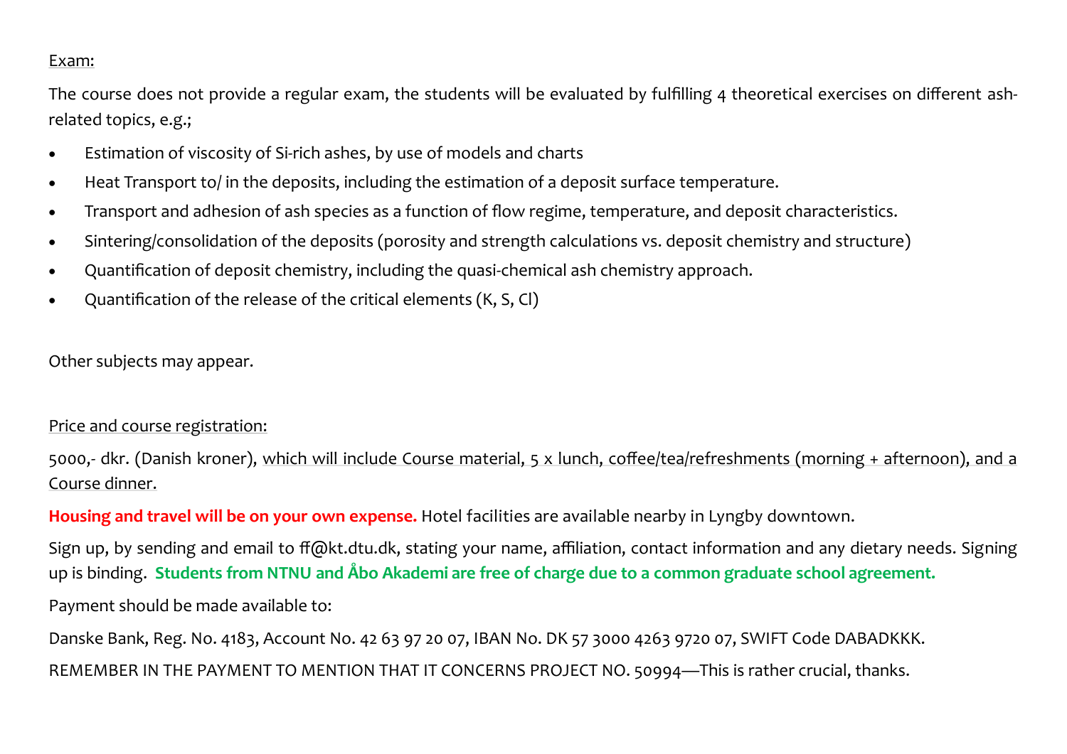<u>Exam:</u>

The course does not provide a regular exam, the students will be evaluated by fulfilling 4 theoretical exercises on different ash-related topics, e.g.;

- Estimation of viscosity of Si-rich ashes, by use of models and charts
- Heat Transport to/ in the deposits, including the estimation of a deposit surface temperature.
- Transport and adhesion of ash species as a function of flow regime, temperature, and deposit characteristics.
- Sintering/consolidation of the deposits (porosity and strength calculations vs. deposit chemistry and structure)
- Quantification of deposit chemistry, including the quasi-chemical ash chemistry approach.
- Quantification of the release of the critical elements (K, S, Cl)

Other subjects may appear.

<u>Price and course registration:</u>

5000,- dkr. (Danish kroner), <u>which will include Course material, 5 x lunch, coffee/tea/refreshments (morning + afternoon), and a Course dinner.</u>

**Housing and travel will be on your own expense.** Hotel facilities are available nearby in Lyngby downtown.

Sign up, by sending and email to ff@kt.dtu.dk, stating your name, affiliation, contact information and any dietary needs. Signing up is binding. **Students from NTNU and Åbo Akademi are free of charge due to a common graduate school agreement.**

Payment should be made available to:

Danske Bank, Reg. No. 4183, Account No. 42 63 97 20 07, IBAN No. DK 57 3000 4263 9720 07, SWIFT Code DABADKKK.

REMEMBER IN THE PAYMENT TO MENTION THAT IT CONCERNS PROJECT NO. 50994—This is rather crucial, thanks.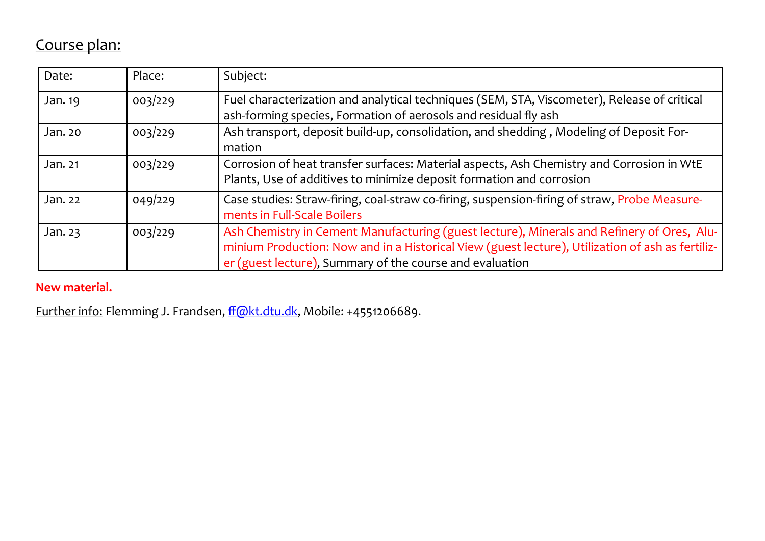## Course plan:

| Date: | Place: | Subject: |
|---|---|---|
| Jan. 19 | 003/229 | Fuel characterization and analytical techniques (SEM, STA, Viscometer), Release of critical ash-forming species, Formation of aerosols and residual fly ash |
| Jan. 20 | 003/229 | Ash transport, deposit build-up, consolidation, and shedding , Modeling of Deposit Formation |
| Jan. 21 | 003/229 | Corrosion of heat transfer surfaces: Material aspects, Ash Chemistry and Corrosion in WtE Plants, Use of additives to minimize deposit formation and corrosion |
| Jan. 22 | 049/229 | Case studies: Straw-firing, coal-straw co-firing, suspension-firing of straw, Probe Measurements in Full-Scale Boilers |
| Jan. 23 | 003/229 | Ash Chemistry in Cement Manufacturing (guest lecture), Minerals and Refinery of Ores, Aluminium Production: Now and in a Historical View (guest lecture), Utilization of ash as fertilizer (guest lecture), Summary of the course and evaluation |

**New material.**

Further info: Flemming J. Frandsen, ff@kt.dtu.dk, Mobile: +4551206689.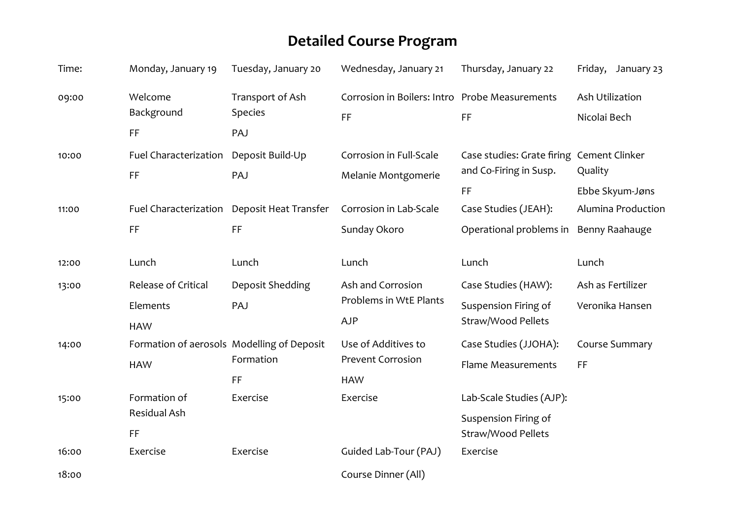# Detailed Course Program

| Time: | Monday, January 19 | Tuesday, January 20 | Wednesday, January 21 | Thursday, January 22 | Friday, January 23 |
|---|---|---|---|---|---|
| 09:00 | Welcome Background FF | Transport of Ash Species PAJ | Corrosion in Boilers: Intro FF | Probe Measurements FF | Ash Utilization Nicolai Bech |
| 10:00 | Fuel Characterization FF | Deposit Build-Up PAJ | Corrosion in Full-Scale Melanie Montgomerie | Case studies: Grate firing and Co-Firing in Susp. FF | Cement Clinker Quality Ebbe Skyum-Jøns |
| 11:00 | Fuel Characterization FF | Deposit Heat Transfer FF | Corrosion in Lab-Scale Sunday Okoro | Case Studies (JEAH): Operational problems in | Alumina Production Benny Raahauge |
| 12:00 | Lunch | Lunch | Lunch | Lunch | Lunch |
| 13:00 | Release of Critical Elements HAW | Deposit Shedding PAJ | Ash and Corrosion Problems in WtE Plants AJP | Case Studies (HAW): Suspension Firing of Straw/Wood Pellets | Ash as Fertilizer Veronika Hansen |
| 14:00 | Formation of aerosols HAW | Modelling of Deposit Formation FF | Use of Additives to Prevent Corrosion HAW | Case Studies (JJOHA): Flame Measurements | Course Summary FF |
| 15:00 | Formation of Residual Ash FF | Exercise | Exercise | Lab-Scale Studies (AJP): Suspension Firing of Straw/Wood Pellets | |
| 16:00 | Exercise | Exercise | Guided Lab-Tour (PAJ) | Exercise | |
| 18:00 | | | Course Dinner (All) | | |